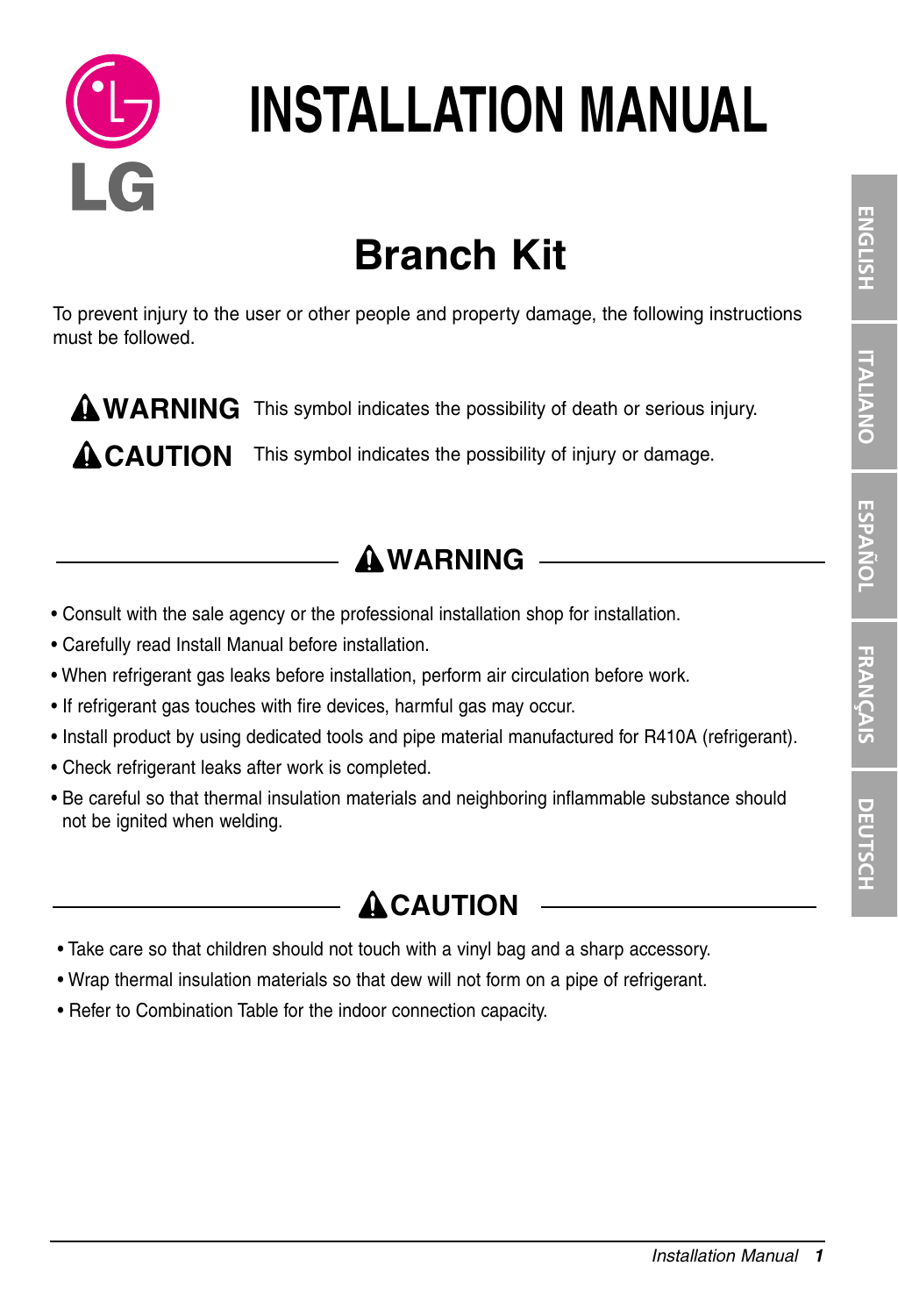# INSTALLATION MANUAL

## Branch Kit

To prevent injury to the user or other people and property damage, the following instructions must be followed.

| | |
|---|---|
| **⚠WARNING** | This symbol indicates the possibility of death or serious injury. |
| **⚠CAUTION** | This symbol indicates the possibility of injury or damage. |

### ⚠WARNING

- Consult with the sale agency or the professional installation shop for installation.
- Carefully read Install Manual before installation.
- When refrigerant gas leaks before installation, perform air circulation before work.
- If refrigerant gas touches with fire devices, harmful gas may occur.
- Install product by using dedicated tools and pipe material manufactured for R410A (refrigerant).
- Check refrigerant leaks after work is completed.
- Be careful so that thermal insulation materials and neighboring inflammable substance should not be ignited when welding.

### ⚠CAUTION

- Take care so that children should not touch with a vinyl bag and a sharp accessory.
- Wrap thermal insulation materials so that dew will not form on a pipe of refrigerant.
- Refer to Combination Table for the indoor connection capacity.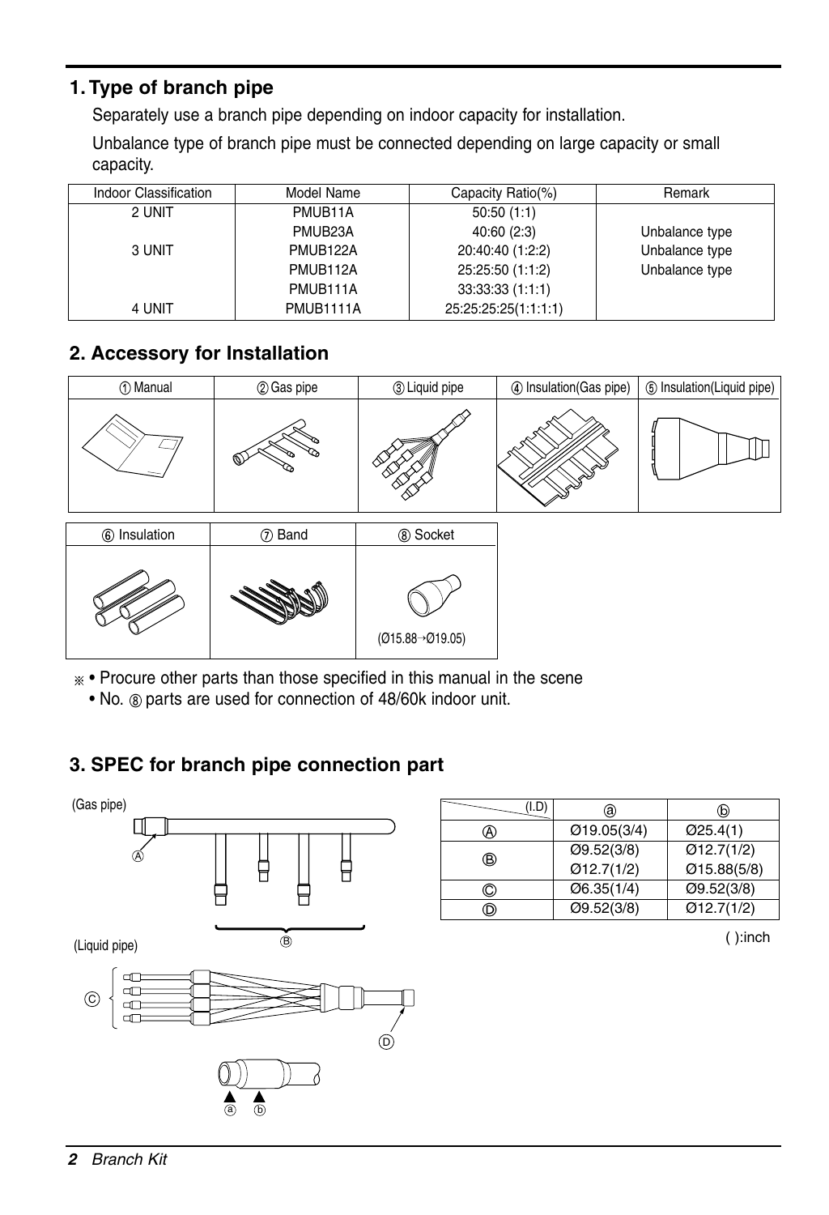## 1. Type of branch pipe

Separately use a branch pipe depending on indoor capacity for installation.

Unbalance type of branch pipe must be connected depending on large capacity or small capacity.

| Indoor Classification | Model Name | Capacity Ratio(%) | Remark |
|---|---|---|---|
| 2 UNIT | PMUB11A | 50:50 (1:1) | |
| | PMUB23A | 40:60 (2:3) | Unbalance type |
| 3 UNIT | PMUB122A | 20:40:40 (1:2:2) | Unbalance type |
| | PMUB112A | 25:25:50 (1:1:2) | Unbalance type |
| | PMUB111A | 33:33:33 (1:1:1) | |
| 4 UNIT | PMUB1111A | 25:25:25:25(1:1:1:1) | |

## 2. Accessory for Installation

| ① Manual | ② Gas pipe | ③ Liquid pipe | ④ Insulation(Gas pipe) | ⑤ Insulation(Liquid pipe) |
|---|---|---|---|---|

| ⑥ Insulation | ⑦ Band | ⑧ Socket |
|---|---|---|
| | | (Ø15.88→Ø19.05) |

※ • Procure other parts than those specified in this manual in the scene

• No. ⑧ parts are used for connection of 48/60k indoor unit.

## 3. SPEC for branch pipe connection part

(Gas pipe)

(Liquid pipe)

| (I.D) | ⓐ | ⓑ |
|---|---|---|
| Ⓐ | Ø19.05(3/4) | Ø25.4(1) |
| Ⓑ | Ø9.52(3/8)<br>Ø12.7(1/2) | Ø12.7(1/2)<br>Ø15.88(5/8) |
| Ⓒ | Ø6.35(1/4) | Ø9.52(3/8) |
| Ⓓ | Ø9.52(3/8) | Ø12.7(1/2) |

( ):inch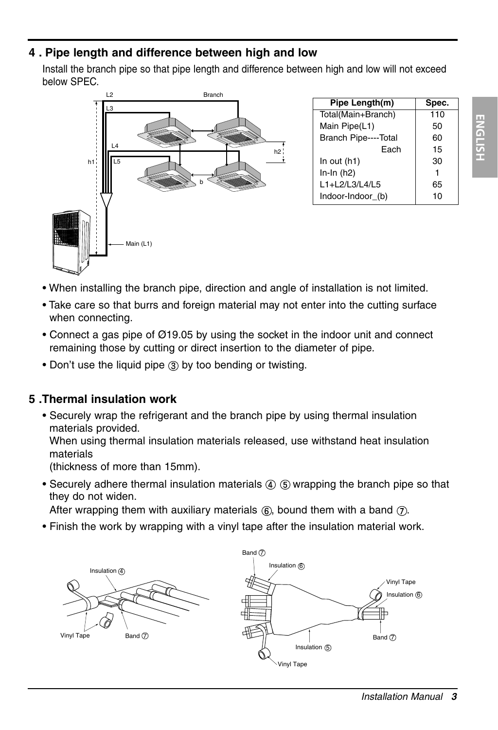## 4 . Pipe length and difference between high and low

Install the branch pipe so that pipe length and difference between high and low will not exceed below SPEC.

| Pipe Length(m) | Spec. |
|---|---|
| Total(Main+Branch) | 110 |
| Main Pipe(L1) | 50 |
| Branch Pipe----Total | 60 |
| Each | 15 |
| In out (h1) | 30 |
| In-In (h2) | 1 |
| L1+L2/L3/L4/L5 | 65 |
| Indoor-Indoor_(b) | 10 |

- When installing the branch pipe, direction and angle of installation is not limited.
- Take care so that burrs and foreign material may not enter into the cutting surface when connecting.
- Connect a gas pipe of Ø19.05 by using the socket in the indoor unit and connect remaining those by cutting or direct insertion to the diameter of pipe.
- Don't use the liquid pipe ③ by too bending or twisting.

## 5 .Thermal insulation work

- Securely wrap the refrigerant and the branch pipe by using thermal insulation materials provided.
  When using thermal insulation materials released, use withstand heat insulation materials
  (thickness of more than 15mm).
- Securely adhere thermal insulation materials ④ ⑤ wrapping the branch pipe so that they do not widen.
  After wrapping them with auxiliary materials ⑥, bound them with a band ⑦.
- Finish the work by wrapping with a vinyl tape after the insulation material work.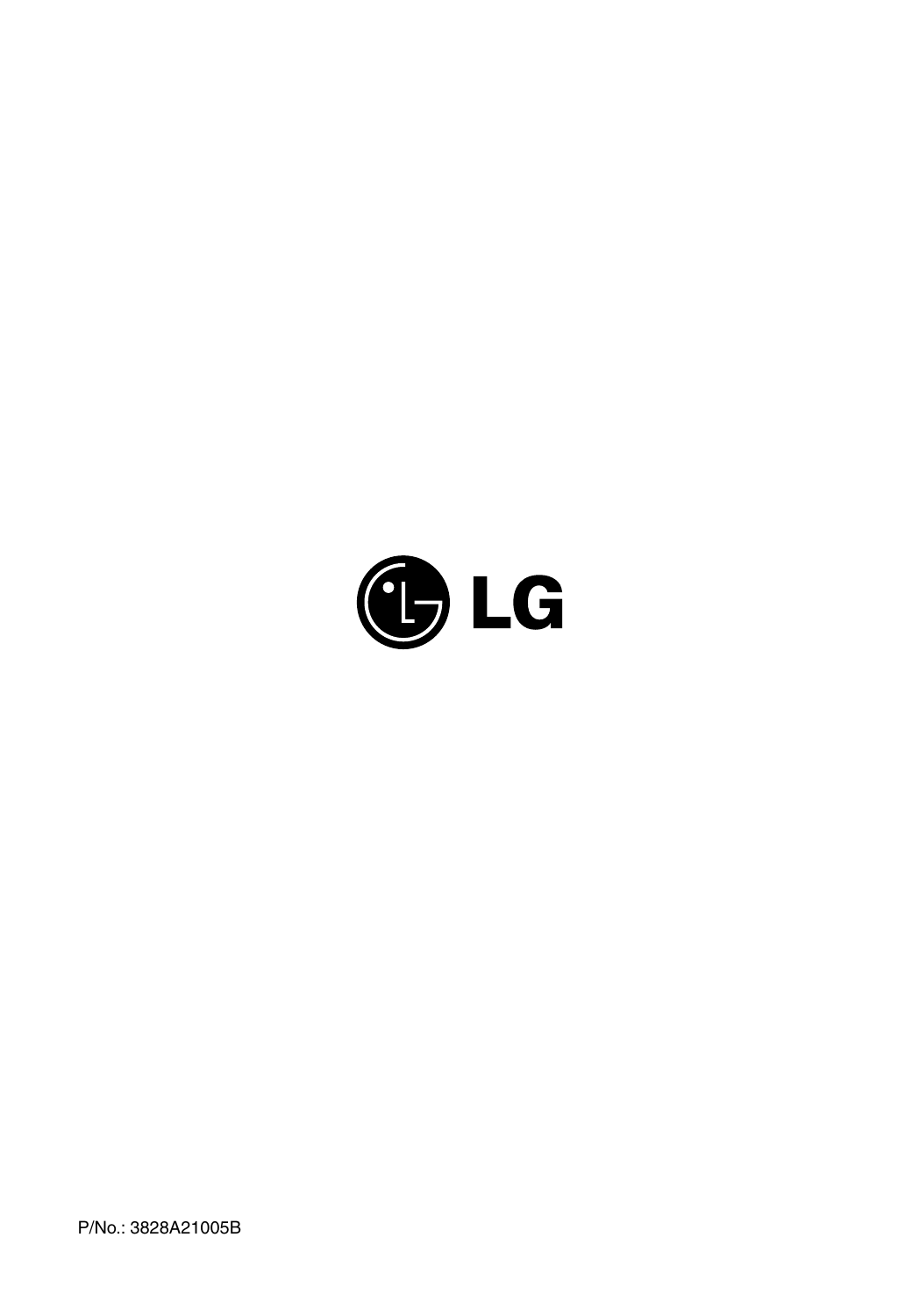LG

P/No.: 3828A21005B